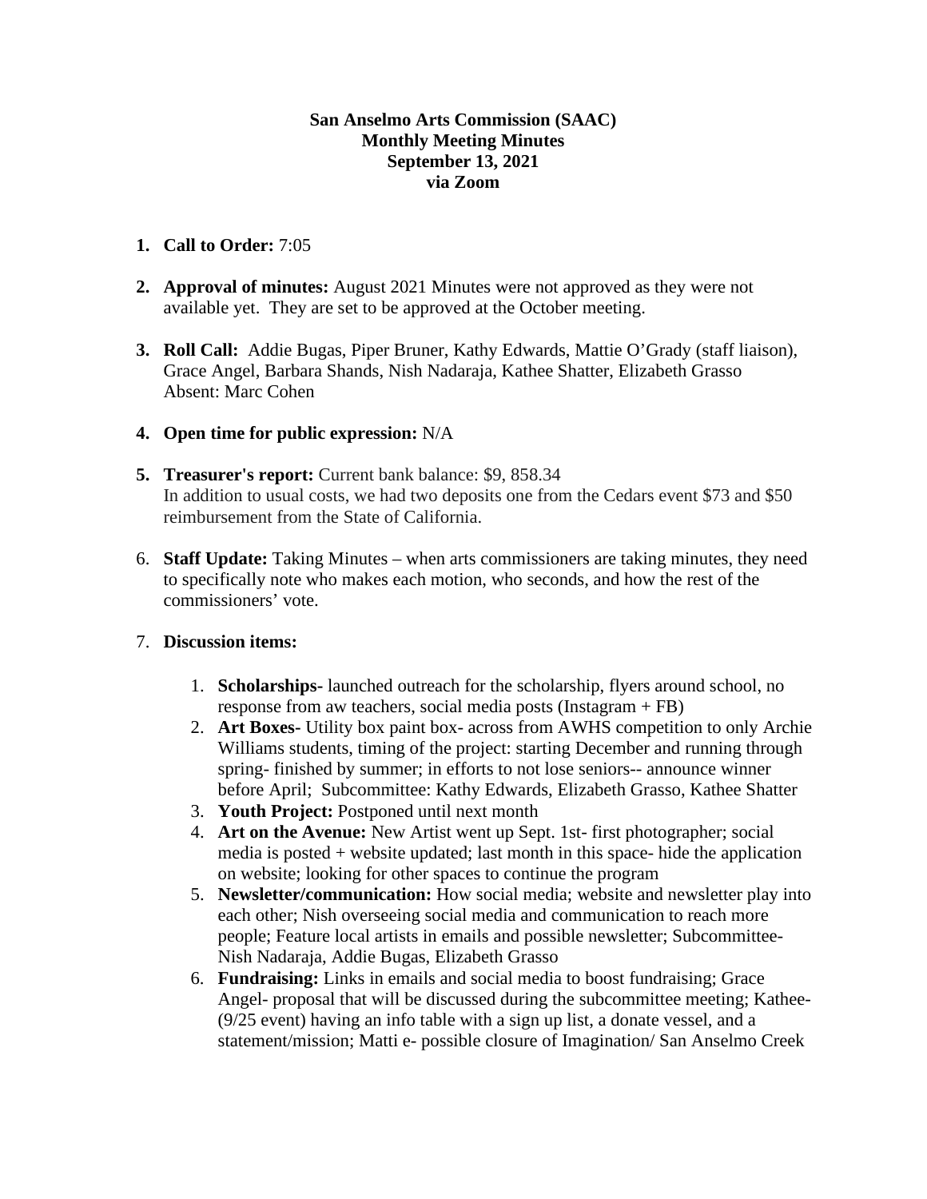**San Anselmo Arts Commission (SAAC)**
**Monthly Meeting Minutes**
**September 13, 2021**
**via Zoom**

1. **Call to Order:** 7:05

2. **Approval of minutes:** August 2021 Minutes were not approved as they were not available yet. They are set to be approved at the October meeting.

3. **Roll Call:** Addie Bugas, Piper Bruner, Kathy Edwards, Mattie O'Grady (staff liaison), Grace Angel, Barbara Shands, Nish Nadaraja, Kathee Shatter, Elizabeth Grasso
   Absent: Marc Cohen

4. **Open time for public expression:** N/A

5. **Treasurer's report:** Current bank balance: $9, 858.34
   In addition to usual costs, we had two deposits one from the Cedars event $73 and $50 reimbursement from the State of California.

6. **Staff Update:** Taking Minutes – when arts commissioners are taking minutes, they need to specifically note who makes each motion, who seconds, and how the rest of the commissioners' vote.

7. **Discussion items:**

   1. **Scholarships**- launched outreach for the scholarship, flyers around school, no response from aw teachers, social media posts (Instagram + FB)
   2. **Art Boxes**- Utility box paint box- across from AWHS competition to only Archie Williams students, timing of the project: starting December and running through spring- finished by summer; in efforts to not lose seniors-- announce winner before April; Subcommittee: Kathy Edwards, Elizabeth Grasso, Kathee Shatter
   3. **Youth Project:** Postponed until next month
   4. **Art on the Avenue:** New Artist went up Sept. 1st- first photographer; social media is posted + website updated; last month in this space- hide the application on website; looking for other spaces to continue the program
   5. **Newsletter/communication:** How social media; website and newsletter play into each other; Nish overseeing social media and communication to reach more people; Feature local artists in emails and possible newsletter; Subcommittee- Nish Nadaraja, Addie Bugas, Elizabeth Grasso
   6. **Fundraising:** Links in emails and social media to boost fundraising; Grace Angel- proposal that will be discussed during the subcommittee meeting; Kathee- (9/25 event) having an info table with a sign up list, a donate vessel, and a statement/mission; Matti e- possible closure of Imagination/ San Anselmo Creek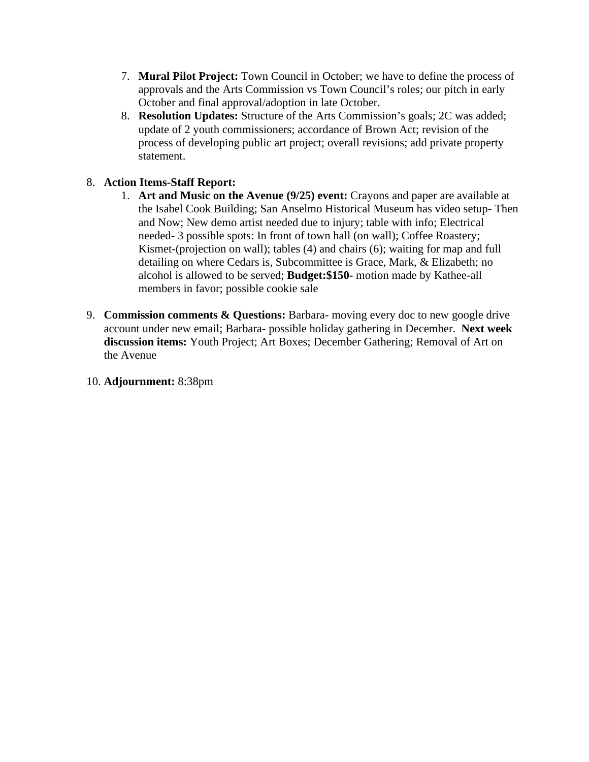7. **Mural Pilot Project:** Town Council in October; we have to define the process of approvals and the Arts Commission vs Town Council's roles; our pitch in early October and final approval/adoption in late October.
8. **Resolution Updates:** Structure of the Arts Commission's goals; 2C was added; update of 2 youth commissioners; accordance of Brown Act; revision of the process of developing public art project; overall revisions; add private property statement.

8. **Action Items-Staff Report:**
    1. **Art and Music on the Avenue (9/25) event:** Crayons and paper are available at the Isabel Cook Building; San Anselmo Historical Museum has video setup- Then and Now; New demo artist needed due to injury; table with info; Electrical needed- 3 possible spots: In front of town hall (on wall); Coffee Roastery; Kismet-(projection on wall); tables (4) and chairs (6); waiting for map and full detailing on where Cedars is, Subcommittee is Grace, Mark, & Elizabeth; no alcohol is allowed to be served; **Budget:$150-** motion made by Kathee-all members in favor; possible cookie sale

9. **Commission comments & Questions:** Barbara- moving every doc to new google drive account under new email; Barbara- possible holiday gathering in December. **Next week discussion items:** Youth Project; Art Boxes; December Gathering; Removal of Art on the Avenue

10. **Adjournment:** 8:38pm